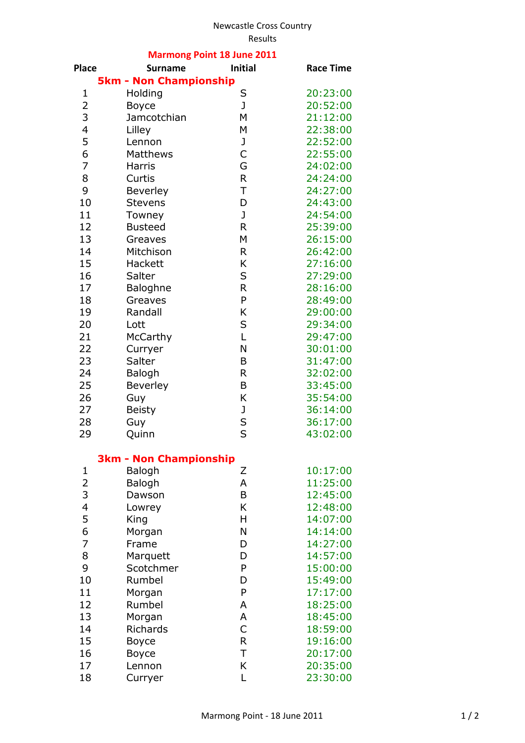Newcastle Cross Country

Results

## Marmong Point 18 June 2011

### 5km - Non Championship

| Place | Surname | Initial | Race Time |
|---|---|---|---|
| 1 | Holding | S | 20:23:00 |
| 2 | Boyce | J | 20:52:00 |
| 3 | Jamcotchian | M | 21:12:00 |
| 4 | Lilley | M | 22:38:00 |
| 5 | Lennon | J | 22:52:00 |
| 6 | Matthews | C | 22:55:00 |
| 7 | Harris | G | 24:02:00 |
| 8 | Curtis | R | 24:24:00 |
| 9 | Beverley | T | 24:27:00 |
| 10 | Stevens | D | 24:43:00 |
| 11 | Towney | J | 24:54:00 |
| 12 | Busteed | R | 25:39:00 |
| 13 | Greaves | M | 26:15:00 |
| 14 | Mitchison | R | 26:42:00 |
| 15 | Hackett | K | 27:16:00 |
| 16 | Salter | S | 27:29:00 |
| 17 | Baloghne | R | 28:16:00 |
| 18 | Greaves | P | 28:49:00 |
| 19 | Randall | K | 29:00:00 |
| 20 | Lott | S | 29:34:00 |
| 21 | McCarthy | L | 29:47:00 |
| 22 | Curryer | N | 30:01:00 |
| 23 | Salter | B | 31:47:00 |
| 24 | Balogh | R | 32:02:00 |
| 25 | Beverley | B | 33:45:00 |
| 26 | Guy | K | 35:54:00 |
| 27 | Beisty | J | 36:14:00 |
| 28 | Guy | S | 36:17:00 |
| 29 | Quinn | S | 43:02:00 |

### 3km - Non Championship

| Place | Surname | Initial | Race Time |
|---|---|---|---|
| 1 | Balogh | Z | 10:17:00 |
| 2 | Balogh | A | 11:25:00 |
| 3 | Dawson | B | 12:45:00 |
| 4 | Lowrey | K | 12:48:00 |
| 5 | King | H | 14:07:00 |
| 6 | Morgan | N | 14:14:00 |
| 7 | Frame | D | 14:27:00 |
| 8 | Marquett | D | 14:57:00 |
| 9 | Scotchmer | P | 15:00:00 |
| 10 | Rumbel | D | 15:49:00 |
| 11 | Morgan | P | 17:17:00 |
| 12 | Rumbel | A | 18:25:00 |
| 13 | Morgan | A | 18:45:00 |
| 14 | Richards | C | 18:59:00 |
| 15 | Boyce | R | 19:16:00 |
| 16 | Boyce | T | 20:17:00 |
| 17 | Lennon | K | 20:35:00 |
| 18 | Curryer | L | 23:30:00 |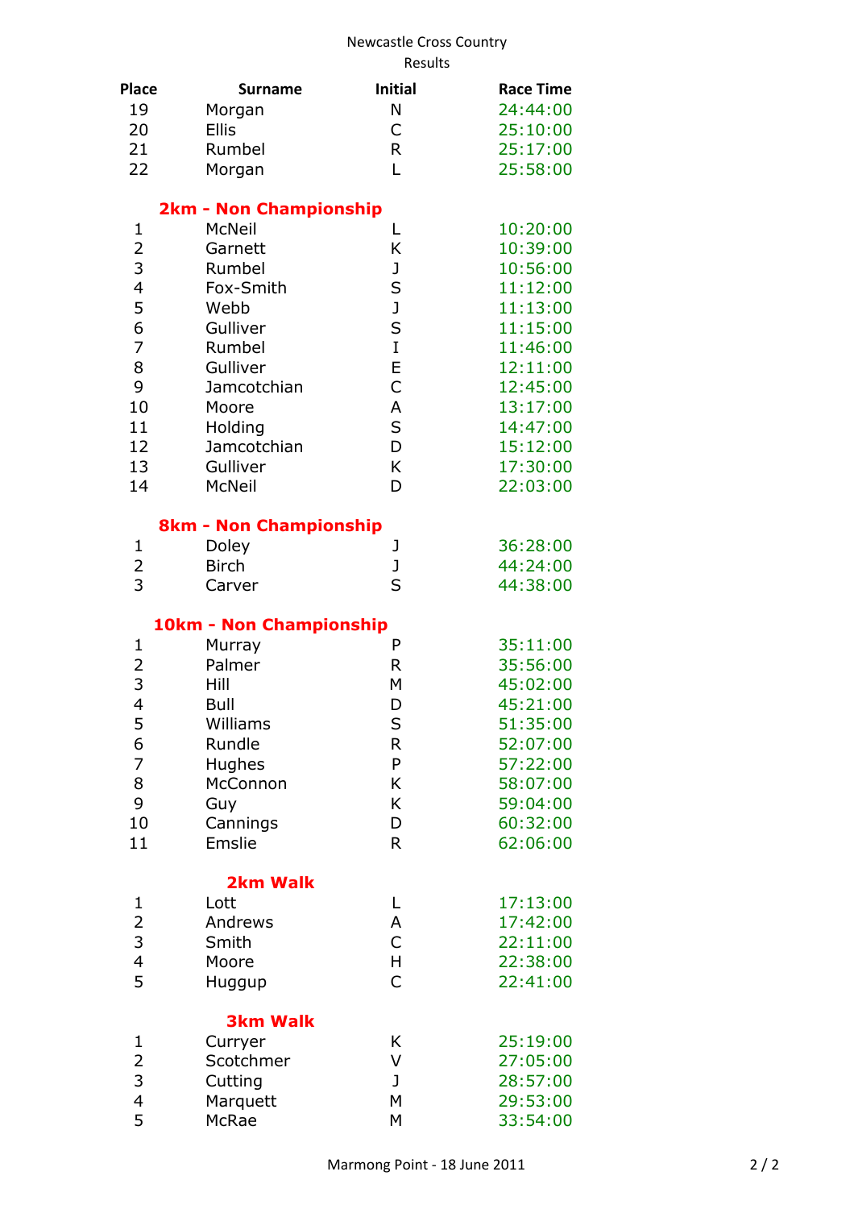Newcastle Cross Country

Results

| Place | Surname | Initial | Race Time |
|---|---|---|---|
| 19 | Morgan | N | 24:44:00 |
| 20 | Ellis | C | 25:10:00 |
| 21 | Rumbel | R | 25:17:00 |
| 22 | Morgan | L | 25:58:00 |

## 2km - Non Championship

| | | | |
|---|---|---|---|
| 1 | McNeil | L | 10:20:00 |
| 2 | Garnett | K | 10:39:00 |
| 3 | Rumbel | J | 10:56:00 |
| 4 | Fox-Smith | S | 11:12:00 |
| 5 | Webb | J | 11:13:00 |
| 6 | Gulliver | S | 11:15:00 |
| 7 | Rumbel | I | 11:46:00 |
| 8 | Gulliver | E | 12:11:00 |
| 9 | Jamcotchian | C | 12:45:00 |
| 10 | Moore | A | 13:17:00 |
| 11 | Holding | S | 14:47:00 |
| 12 | Jamcotchian | D | 15:12:00 |
| 13 | Gulliver | K | 17:30:00 |
| 14 | McNeil | D | 22:03:00 |

## 8km - Non Championship

| | | | |
|---|---|---|---|
| 1 | Doley | J | 36:28:00 |
| 2 | Birch | J | 44:24:00 |
| 3 | Carver | S | 44:38:00 |

## 10km - Non Championship

| | | | |
|---|---|---|---|
| 1 | Murray | P | 35:11:00 |
| 2 | Palmer | R | 35:56:00 |
| 3 | Hill | M | 45:02:00 |
| 4 | Bull | D | 45:21:00 |
| 5 | Williams | S | 51:35:00 |
| 6 | Rundle | R | 52:07:00 |
| 7 | Hughes | P | 57:22:00 |
| 8 | McConnon | K | 58:07:00 |
| 9 | Guy | K | 59:04:00 |
| 10 | Cannings | D | 60:32:00 |
| 11 | Emslie | R | 62:06:00 |

## 2km Walk

| | | | |
|---|---|---|---|
| 1 | Lott | L | 17:13:00 |
| 2 | Andrews | A | 17:42:00 |
| 3 | Smith | C | 22:11:00 |
| 4 | Moore | H | 22:38:00 |
| 5 | Huggup | C | 22:41:00 |

## 3km Walk

| | | | |
|---|---|---|---|
| 1 | Curryer | K | 25:19:00 |
| 2 | Scotchmer | V | 27:05:00 |
| 3 | Cutting | J | 28:57:00 |
| 4 | Marquett | M | 29:53:00 |
| 5 | McRae | M | 33:54:00 |

Marmong Point - 18 June 2011